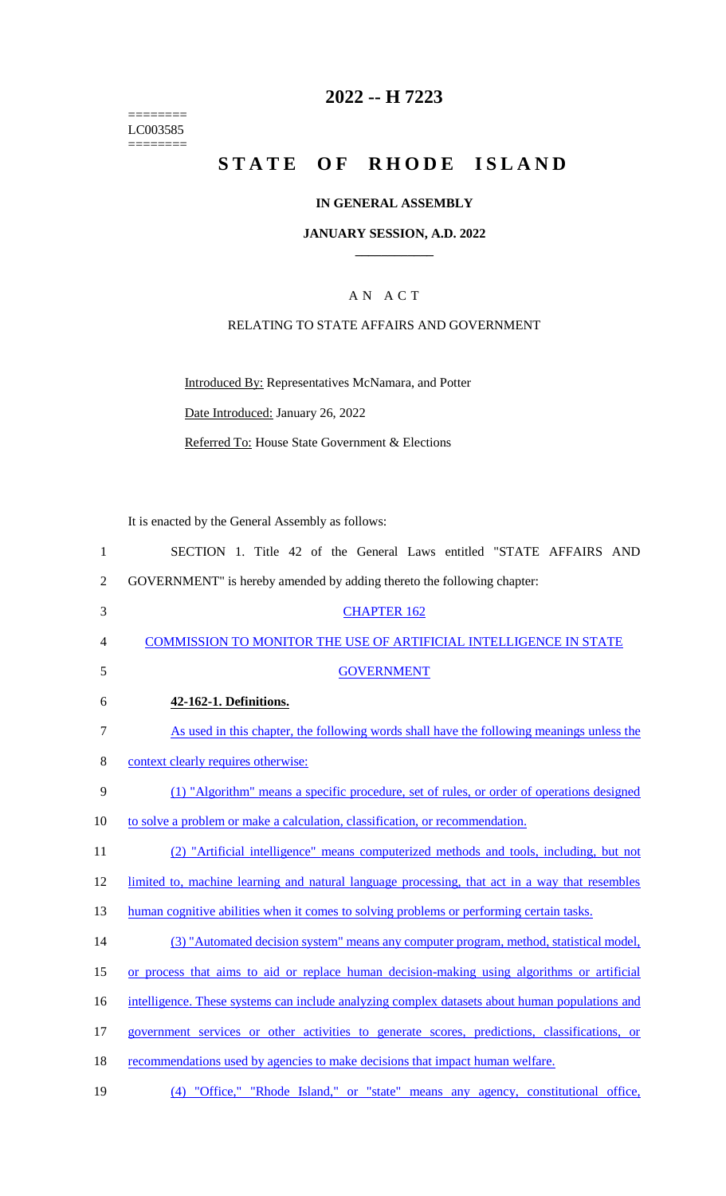========
LC003585
========

# 2022 -- H 7223

# STATE OF RHODE ISLAND

## IN GENERAL ASSEMBLY

### JANUARY SESSION, A.D. 2022

---

A N A C T

RELATING TO STATE AFFAIRS AND GOVERNMENT

Introduced By: Representatives McNamara, and Potter

Date Introduced: January 26, 2022

Referred To: House State Government & Elections

It is enacted by the General Assembly as follows:

1 SECTION 1. Title 42 of the General Laws entitled "STATE AFFAIRS AND
2 GOVERNMENT" is hereby amended by adding thereto the following chapter:

3 CHAPTER 162

4 COMMISSION TO MONITOR THE USE OF ARTIFICIAL INTELLIGENCE IN STATE
5 GOVERNMENT

6 **42-162-1. Definitions.**

7 As used in this chapter, the following words shall have the following meanings unless the
8 context clearly requires otherwise:

9 (1) "Algorithm" means a specific procedure, set of rules, or order of operations designed
10 to solve a problem or make a calculation, classification, or recommendation.

11 (2) "Artificial intelligence" means computerized methods and tools, including, but not
12 limited to, machine learning and natural language processing, that act in a way that resembles
13 human cognitive abilities when it comes to solving problems or performing certain tasks.

14 (3) "Automated decision system" means any computer program, method, statistical model,
15 or process that aims to aid or replace human decision-making using algorithms or artificial
16 intelligence. These systems can include analyzing complex datasets about human populations and
17 government services or other activities to generate scores, predictions, classifications, or
18 recommendations used by agencies to make decisions that impact human welfare.

19 (4) "Office," "Rhode Island," or "state" means any agency, constitutional office,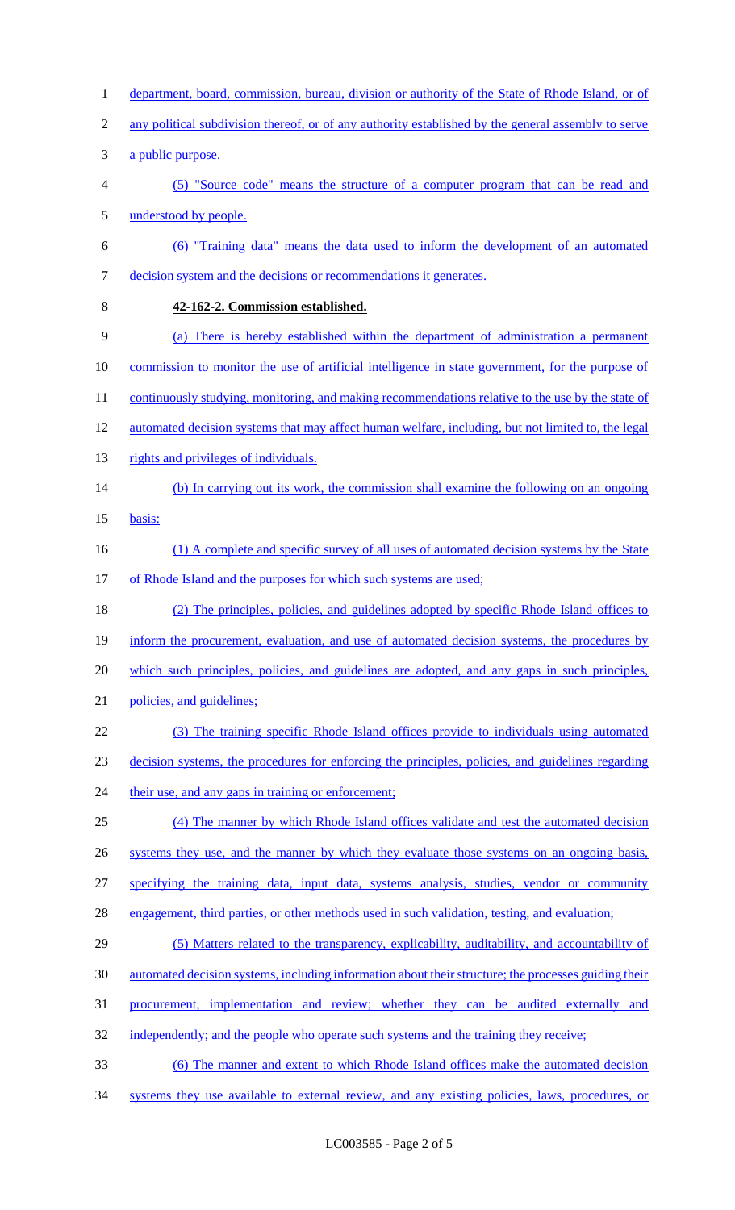department, board, commission, bureau, division or authority of the State of Rhode Island, or of any political subdivision thereof, or of any authority established by the general assembly to serve a public purpose.

(5) "Source code" means the structure of a computer program that can be read and understood by people.

(6) "Training data" means the data used to inform the development of an automated decision system and the decisions or recommendations it generates.

**42-162-2. Commission established.**

(a) There is hereby established within the department of administration a permanent commission to monitor the use of artificial intelligence in state government, for the purpose of continuously studying, monitoring, and making recommendations relative to the use by the state of automated decision systems that may affect human welfare, including, but not limited to, the legal rights and privileges of individuals.

(b) In carrying out its work, the commission shall examine the following on an ongoing basis:

(1) A complete and specific survey of all uses of automated decision systems by the State of Rhode Island and the purposes for which such systems are used;

(2) The principles, policies, and guidelines adopted by specific Rhode Island offices to inform the procurement, evaluation, and use of automated decision systems, the procedures by which such principles, policies, and guidelines are adopted, and any gaps in such principles, policies, and guidelines;

(3) The training specific Rhode Island offices provide to individuals using automated decision systems, the procedures for enforcing the principles, policies, and guidelines regarding their use, and any gaps in training or enforcement;

(4) The manner by which Rhode Island offices validate and test the automated decision systems they use, and the manner by which they evaluate those systems on an ongoing basis, specifying the training data, input data, systems analysis, studies, vendor or community engagement, third parties, or other methods used in such validation, testing, and evaluation;

(5) Matters related to the transparency, explicability, auditability, and accountability of automated decision systems, including information about their structure; the processes guiding their procurement, implementation and review; whether they can be audited externally and independently; and the people who operate such systems and the training they receive;

(6) The manner and extent to which Rhode Island offices make the automated decision systems they use available to external review, and any existing policies, laws, procedures, or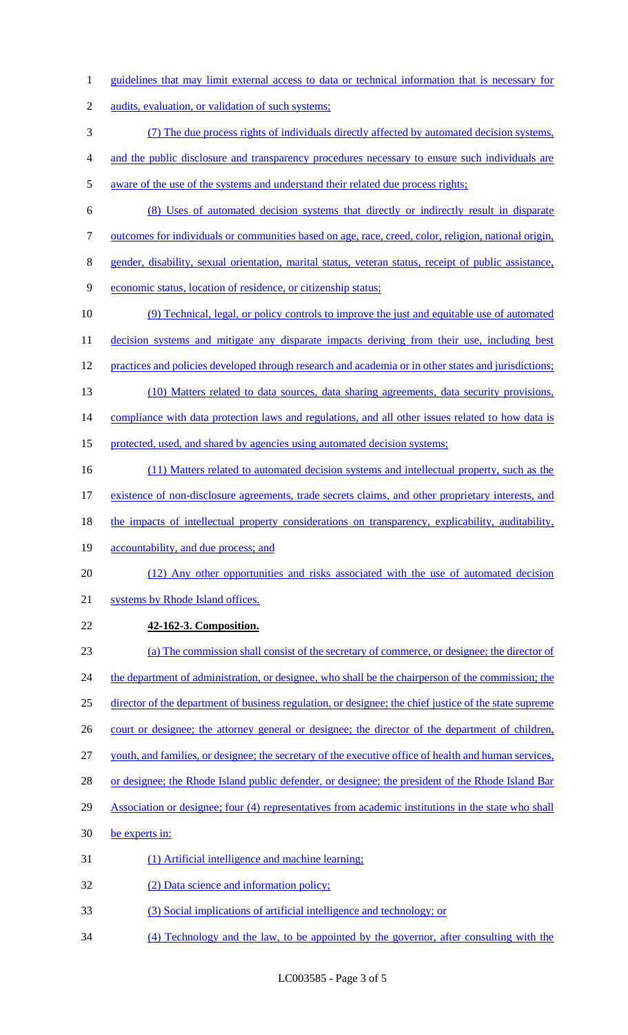guidelines that may limit external access to data or technical information that is necessary for audits, evaluation, or validation of such systems;

(7) The due process rights of individuals directly affected by automated decision systems, and the public disclosure and transparency procedures necessary to ensure such individuals are aware of the use of the systems and understand their related due process rights;

(8) Uses of automated decision systems that directly or indirectly result in disparate outcomes for individuals or communities based on age, race, creed, color, religion, national origin, gender, disability, sexual orientation, marital status, veteran status, receipt of public assistance, economic status, location of residence, or citizenship status;

(9) Technical, legal, or policy controls to improve the just and equitable use of automated decision systems and mitigate any disparate impacts deriving from their use, including best practices and policies developed through research and academia or in other states and jurisdictions;

(10) Matters related to data sources, data sharing agreements, data security provisions, compliance with data protection laws and regulations, and all other issues related to how data is protected, used, and shared by agencies using automated decision systems;

(11) Matters related to automated decision systems and intellectual property, such as the existence of non-disclosure agreements, trade secrets claims, and other proprietary interests, and the impacts of intellectual property considerations on transparency, explicability, auditability, accountability, and due process; and

(12) Any other opportunities and risks associated with the use of automated decision systems by Rhode Island offices.

**42-162-3. Composition.**

(a) The commission shall consist of the secretary of commerce, or designee; the director of the department of administration, or designee, who shall be the chairperson of the commission; the director of the department of business regulation, or designee; the chief justice of the state supreme court or designee; the attorney general or designee; the director of the department of children, youth, and families, or designee; the secretary of the executive office of health and human services, or designee; the Rhode Island public defender, or designee; the president of the Rhode Island Bar Association or designee; four (4) representatives from academic institutions in the state who shall be experts in:

(1) Artificial intelligence and machine learning;

(2) Data science and information policy;

(3) Social implications of artificial intelligence and technology; or

(4) Technology and the law, to be appointed by the governor, after consulting with the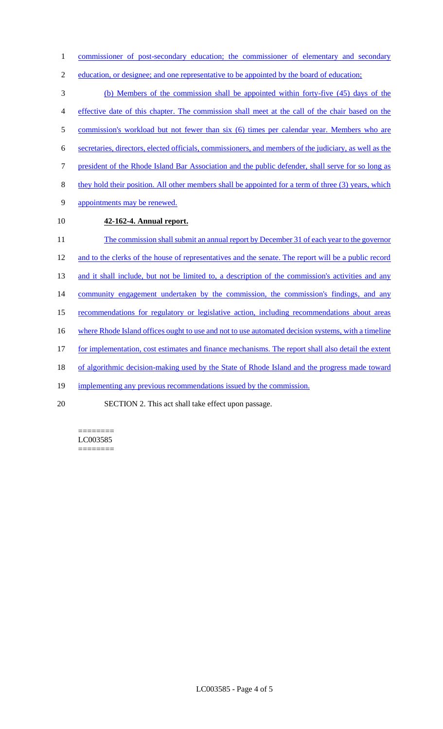commissioner of post-secondary education; the commissioner of elementary and secondary education, or designee; and one representative to be appointed by the board of education;

(b) Members of the commission shall be appointed within forty-five (45) days of the effective date of this chapter. The commission shall meet at the call of the chair based on the commission's workload but not fewer than six (6) times per calendar year. Members who are secretaries, directors, elected officials, commissioners, and members of the judiciary, as well as the president of the Rhode Island Bar Association and the public defender, shall serve for so long as they hold their position. All other members shall be appointed for a term of three (3) years, which appointments may be renewed.

**42-162-4. Annual report.**

The commission shall submit an annual report by December 31 of each year to the governor and to the clerks of the house of representatives and the senate. The report will be a public record and it shall include, but not be limited to, a description of the commission's activities and any community engagement undertaken by the commission, the commission's findings, and any recommendations for regulatory or legislative action, including recommendations about areas where Rhode Island offices ought to use and not to use automated decision systems, with a timeline for implementation, cost estimates and finance mechanisms. The report shall also detail the extent of algorithmic decision-making used by the State of Rhode Island and the progress made toward implementing any previous recommendations issued by the commission.

SECTION 2. This act shall take effect upon passage.

========
LC003585
========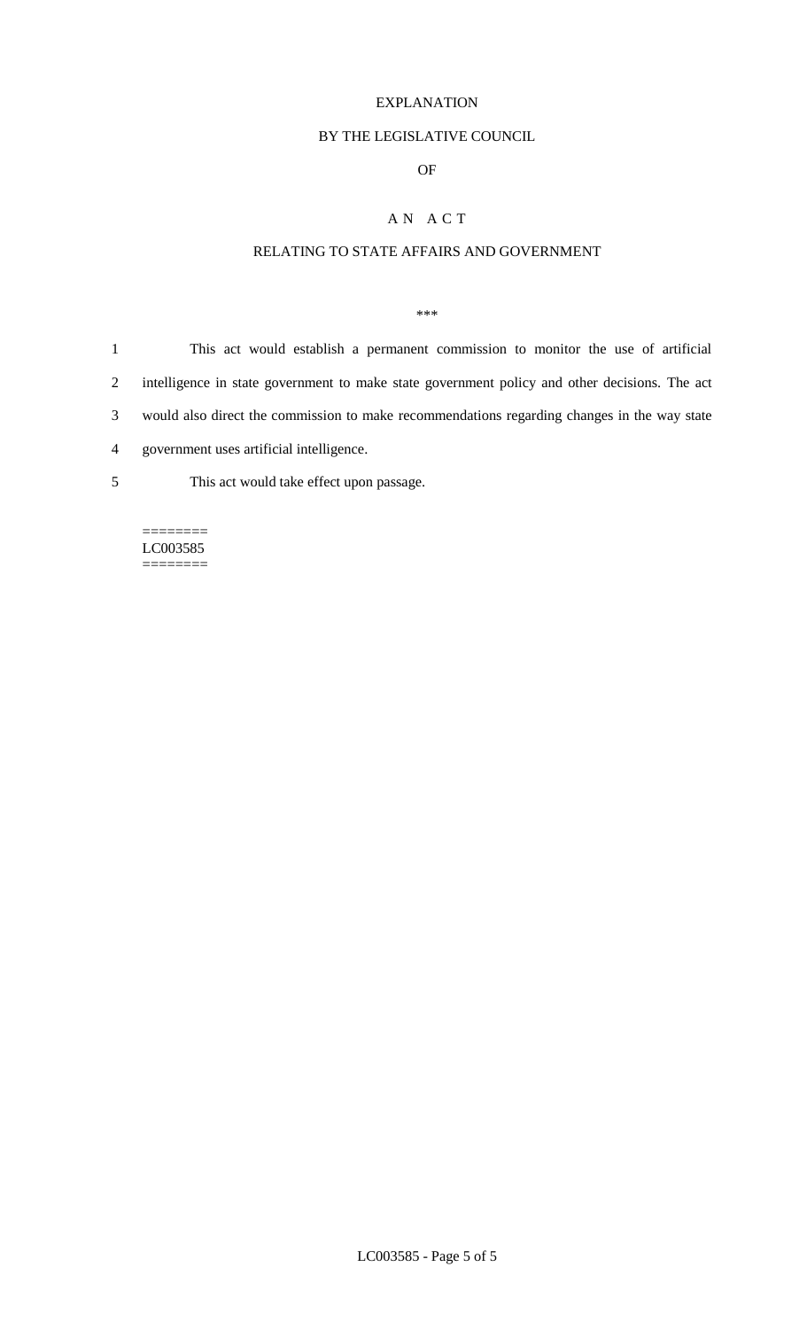EXPLANATION

BY THE LEGISLATIVE COUNCIL

OF

A N A C T

RELATING TO STATE AFFAIRS AND GOVERNMENT

***

This act would establish a permanent commission to monitor the use of artificial intelligence in state government to make state government policy and other decisions. The act would also direct the commission to make recommendations regarding changes in the way state government uses artificial intelligence.

This act would take effect upon passage.

========
LC003585
========